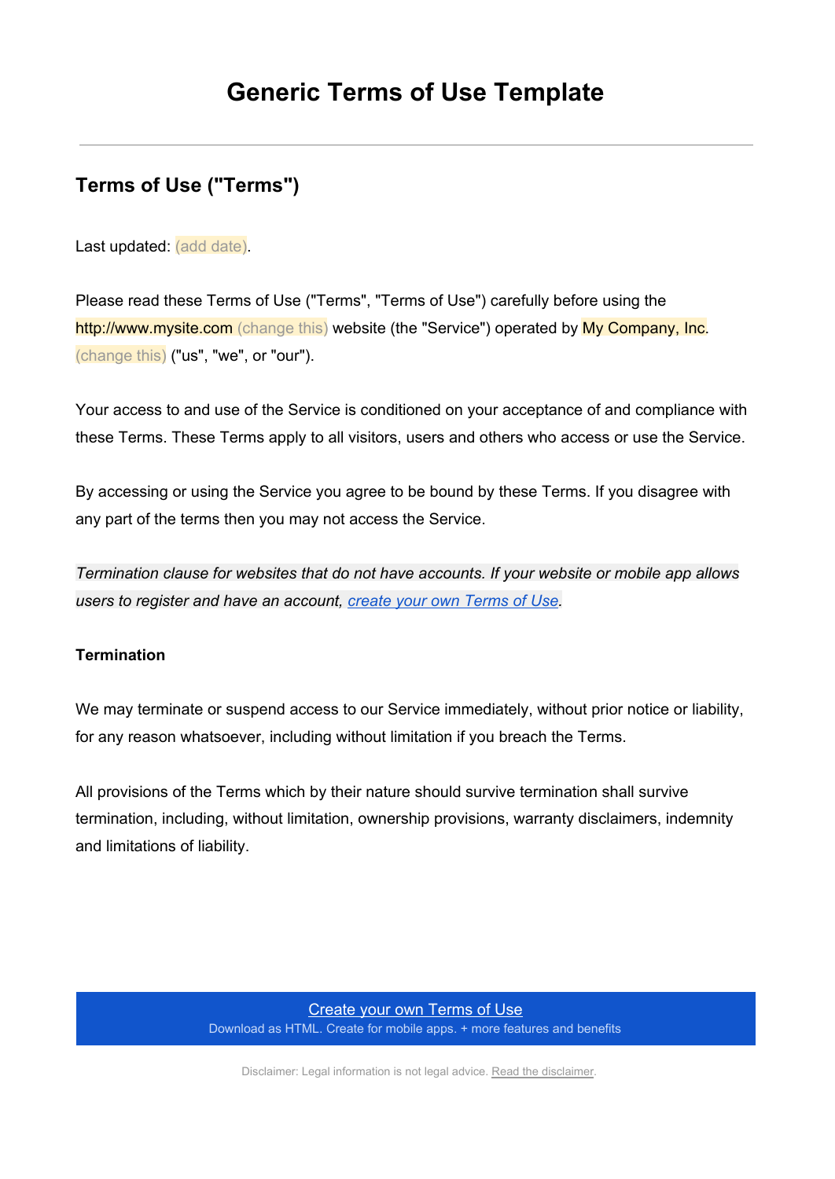# Generic Terms of Use Template

---

## Terms of Use ("Terms")

Last updated: (add date).

Please read these Terms of Use ("Terms", "Terms of Use") carefully before using the http://www.mysite.com (change this) website (the "Service") operated by My Company, Inc. (change this) ("us", "we", or "our").

Your access to and use of the Service is conditioned on your acceptance of and compliance with these Terms. These Terms apply to all visitors, users and others who access or use the Service.

By accessing or using the Service you agree to be bound by these Terms. If you disagree with any part of the terms then you may not access the Service.

*Termination clause for websites that do not have accounts. If your website or mobile app allows users to register and have an account, create your own Terms of Use.*

### Termination

We may terminate or suspend access to our Service immediately, without prior notice or liability, for any reason whatsoever, including without limitation if you breach the Terms.

All provisions of the Terms which by their nature should survive termination shall survive termination, including, without limitation, ownership provisions, warranty disclaimers, indemnity and limitations of liability.

Create your own Terms of Use
Download as HTML. Create for mobile apps. + more features and benefits

Disclaimer: Legal information is not legal advice. Read the disclaimer.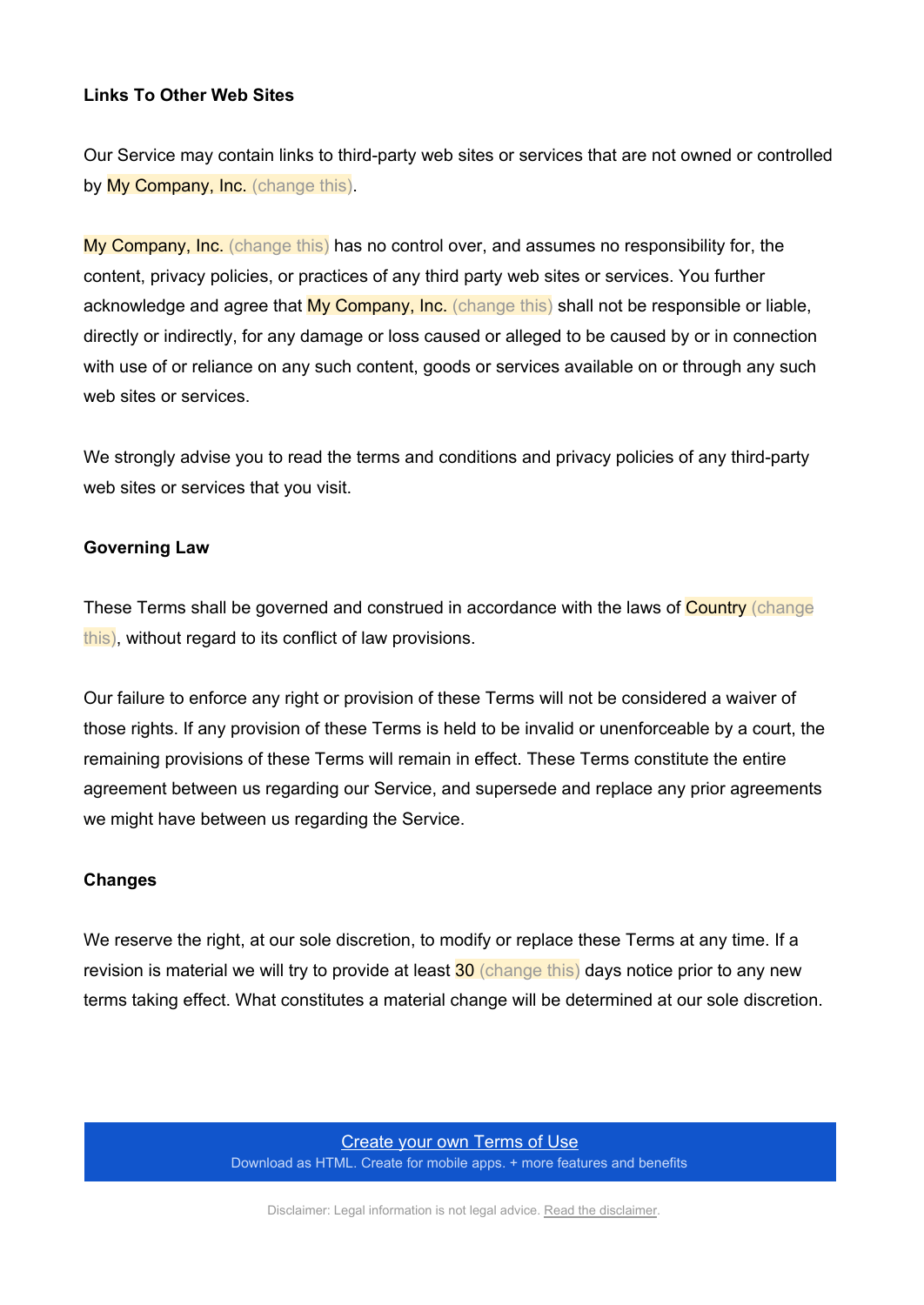**Links To Other Web Sites**

Our Service may contain links to third-party web sites or services that are not owned or controlled by My Company, Inc. (change this).

My Company, Inc. (change this) has no control over, and assumes no responsibility for, the content, privacy policies, or practices of any third party web sites or services. You further acknowledge and agree that My Company, Inc. (change this) shall not be responsible or liable, directly or indirectly, for any damage or loss caused or alleged to be caused by or in connection with use of or reliance on any such content, goods or services available on or through any such web sites or services.

We strongly advise you to read the terms and conditions and privacy policies of any third-party web sites or services that you visit.

**Governing Law**

These Terms shall be governed and construed in accordance with the laws of Country (change this), without regard to its conflict of law provisions.

Our failure to enforce any right or provision of these Terms will not be considered a waiver of those rights. If any provision of these Terms is held to be invalid or unenforceable by a court, the remaining provisions of these Terms will remain in effect. These Terms constitute the entire agreement between us regarding our Service, and supersede and replace any prior agreements we might have between us regarding the Service.

**Changes**

We reserve the right, at our sole discretion, to modify or replace these Terms at any time. If a revision is material we will try to provide at least 30 (change this) days notice prior to any new terms taking effect. What constitutes a material change will be determined at our sole discretion.

Create your own Terms of Use
Download as HTML. Create for mobile apps. + more features and benefits

Disclaimer: Legal information is not legal advice. Read the disclaimer.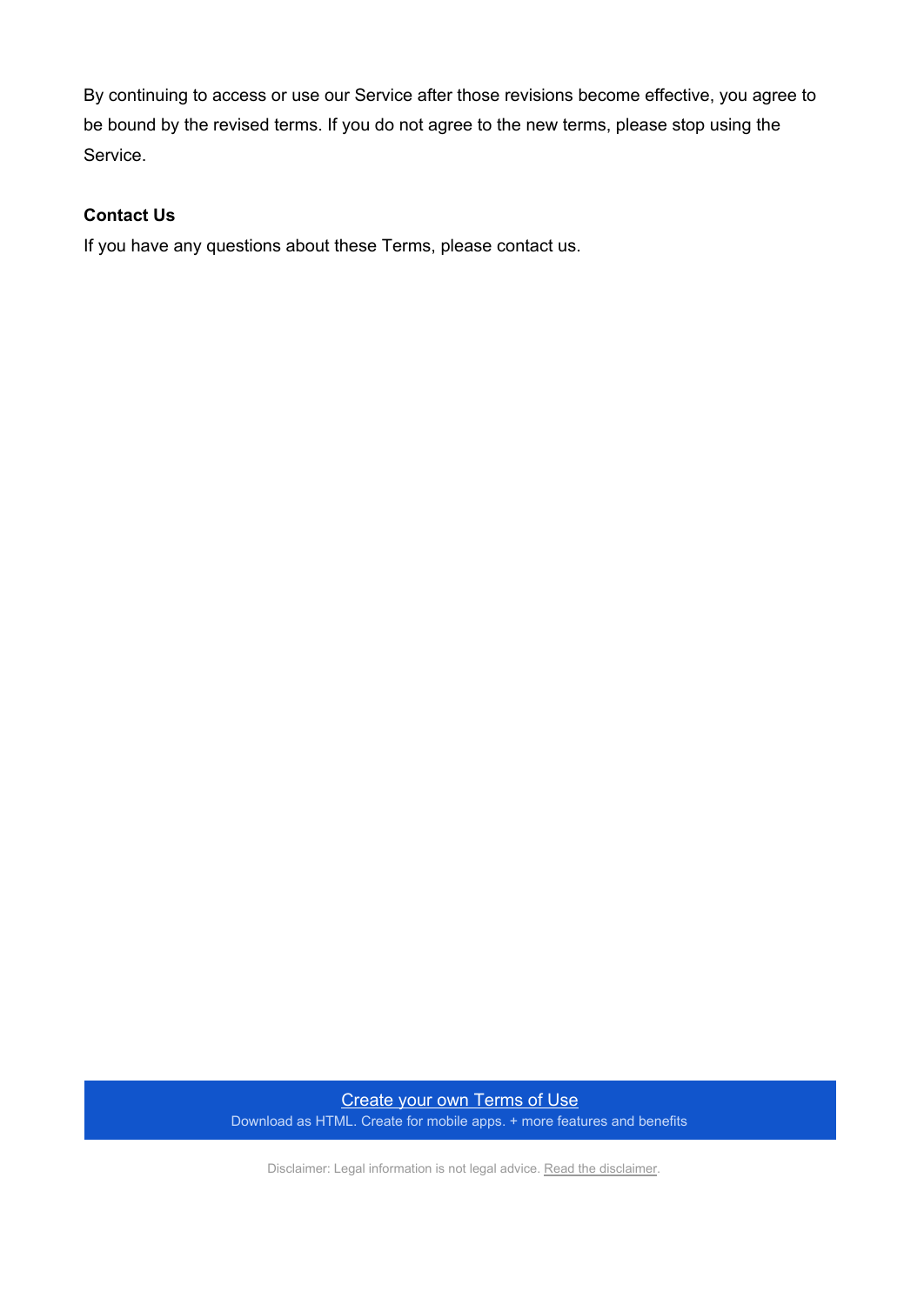By continuing to access or use our Service after those revisions become effective, you agree to be bound by the revised terms. If you do not agree to the new terms, please stop using the Service.

**Contact Us**

If you have any questions about these Terms, please contact us.

Create your own Terms of Use

Download as HTML. Create for mobile apps. + more features and benefits

Disclaimer: Legal information is not legal advice. Read the disclaimer.